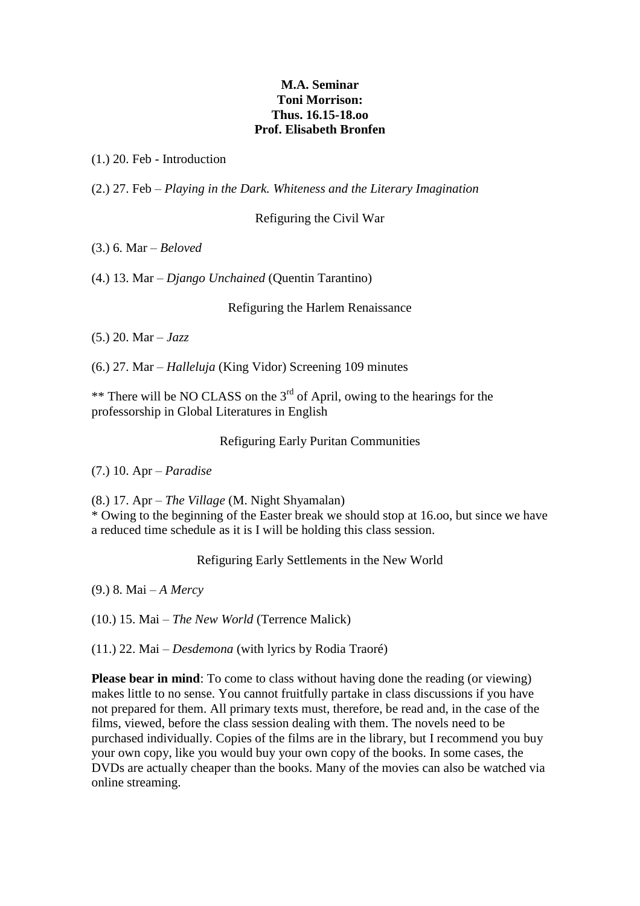**M.A. Seminar**
**Toni Morrison:**
**Thus. 16.15-18.oo**
**Prof. Elisabeth Bronfen**

(1.) 20. Feb - Introduction

(2.) 27. Feb – *Playing in the Dark. Whiteness and the Literary Imagination*

Refiguring the Civil War

(3.) 6. Mar – *Beloved*

(4.) 13. Mar – *Django Unchained* (Quentin Tarantino)

Refiguring the Harlem Renaissance

(5.) 20. Mar – *Jazz*

(6.) 27. Mar – *Halleluja* (King Vidor) Screening 109 minutes

** There will be NO CLASS on the 3rd of April, owing to the hearings for the professorship in Global Literatures in English

Refiguring Early Puritan Communities

(7.) 10. Apr – *Paradise*

(8.) 17. Apr – *The Village* (M. Night Shyamalan)
* Owing to the beginning of the Easter break we should stop at 16.oo, but since we have a reduced time schedule as it is I will be holding this class session.

Refiguring Early Settlements in the New World

(9.) 8. Mai – *A Mercy*

(10.) 15. Mai – *The New World* (Terrence Malick)

(11.) 22. Mai – *Desdemona* (with lyrics by Rodia Traoré)

**Please bear in mind**: To come to class without having done the reading (or viewing) makes little to no sense. You cannot fruitfully partake in class discussions if you have not prepared for them. All primary texts must, therefore, be read and, in the case of the films, viewed, before the class session dealing with them. The novels need to be purchased individually. Copies of the films are in the library, but I recommend you buy your own copy, like you would buy your own copy of the books. In some cases, the DVDs are actually cheaper than the books. Many of the movies can also be watched via online streaming.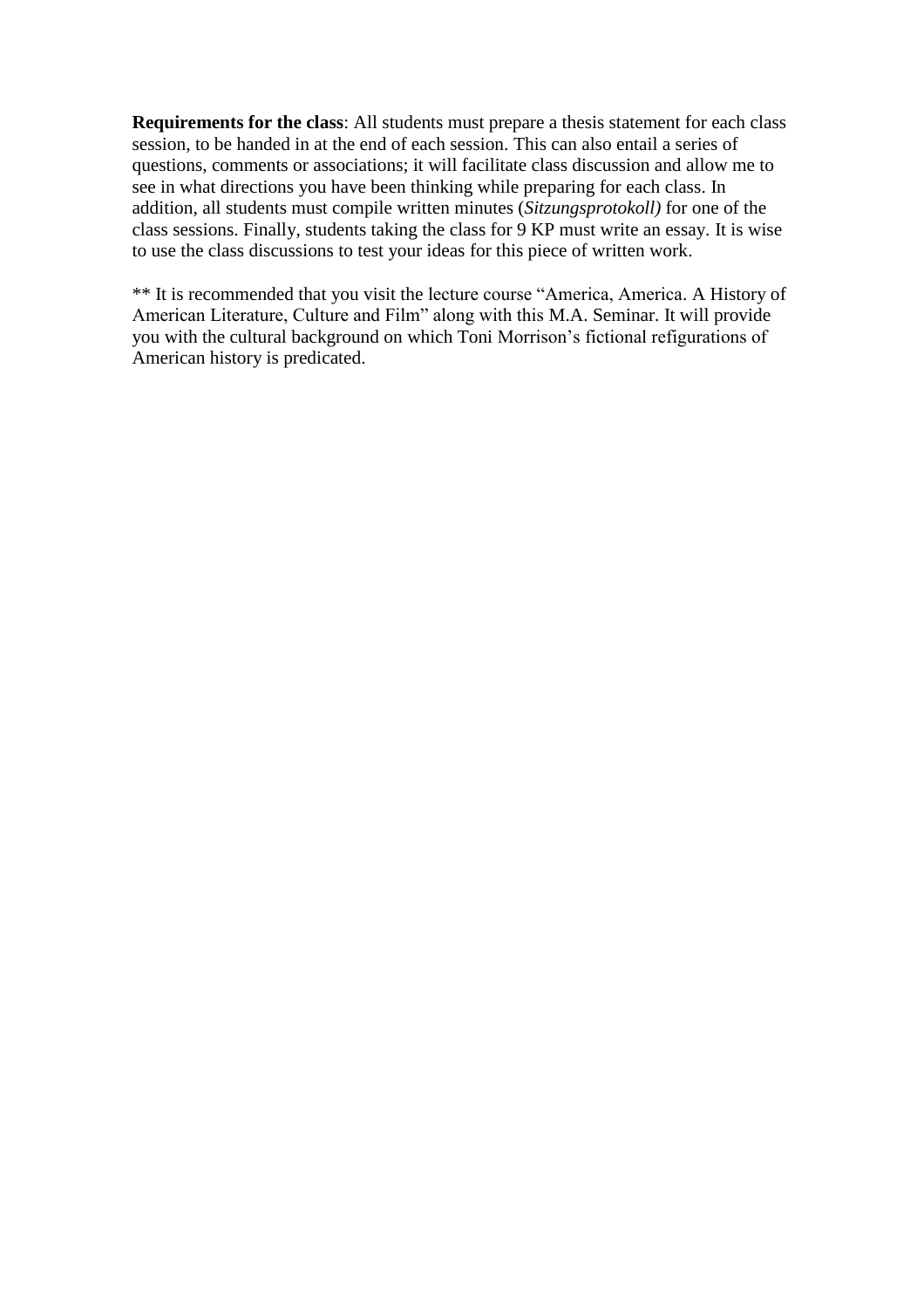**Requirements for the class**: All students must prepare a thesis statement for each class session, to be handed in at the end of each session. This can also entail a series of questions, comments or associations; it will facilitate class discussion and allow me to see in what directions you have been thinking while preparing for each class. In addition, all students must compile written minutes (*Sitzungsprotokoll)* for one of the class sessions. Finally, students taking the class for 9 KP must write an essay. It is wise to use the class discussions to test your ideas for this piece of written work.

** It is recommended that you visit the lecture course “America, America. A History of American Literature, Culture and Film” along with this M.A. Seminar. It will provide you with the cultural background on which Toni Morrison’s fictional refigurations of American history is predicated.